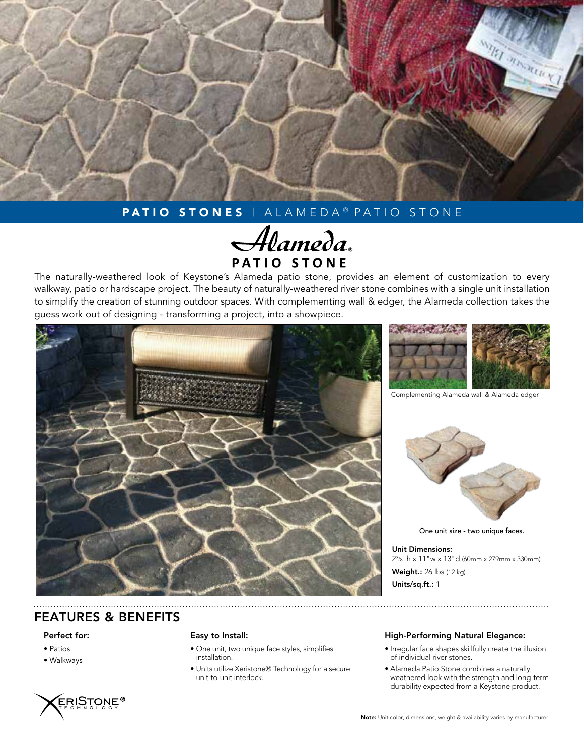**PATIO STONES** | ALAMEDA® PATIO STONE

# Alameda® PATIO STONE

The naturally-weathered look of Keystone's Alameda patio stone, provides an element of customization to every walkway, patio or hardscape project. The beauty of naturally-weathered river stone combines with a single unit installation to simplify the creation of stunning outdoor spaces. With complementing wall & edger, the Alameda collection takes the guess work out of designing - transforming a project, into a showpiece.

Complementing Alameda wall & Alameda edger

One unit size - two unique faces.

**Unit Dimensions:**
2 3/8"h x 11"w x 13"d (60mm x 279mm x 330mm)

**Weight.:** 26 lbs (12 kg)

**Units/sq.ft.:** 1

## FEATURES & BENEFITS

### Perfect for:

- Patios
- Walkways

### Easy to Install:

- One unit, two unique face styles, simplifies installation.
- Units utilize Xeristone® Technology for a secure unit-to-unit interlock.

### High-Performing Natural Elegance:

- Irregular face shapes skillfully create the illusion of individual river stones.
- Alameda Patio Stone combines a naturally weathered look with the strength and long-term durability expected from a Keystone product.

XERISTONE® TECHNOLOGY

**Note:** Unit color, dimensions, weight & availability varies by manufacturer.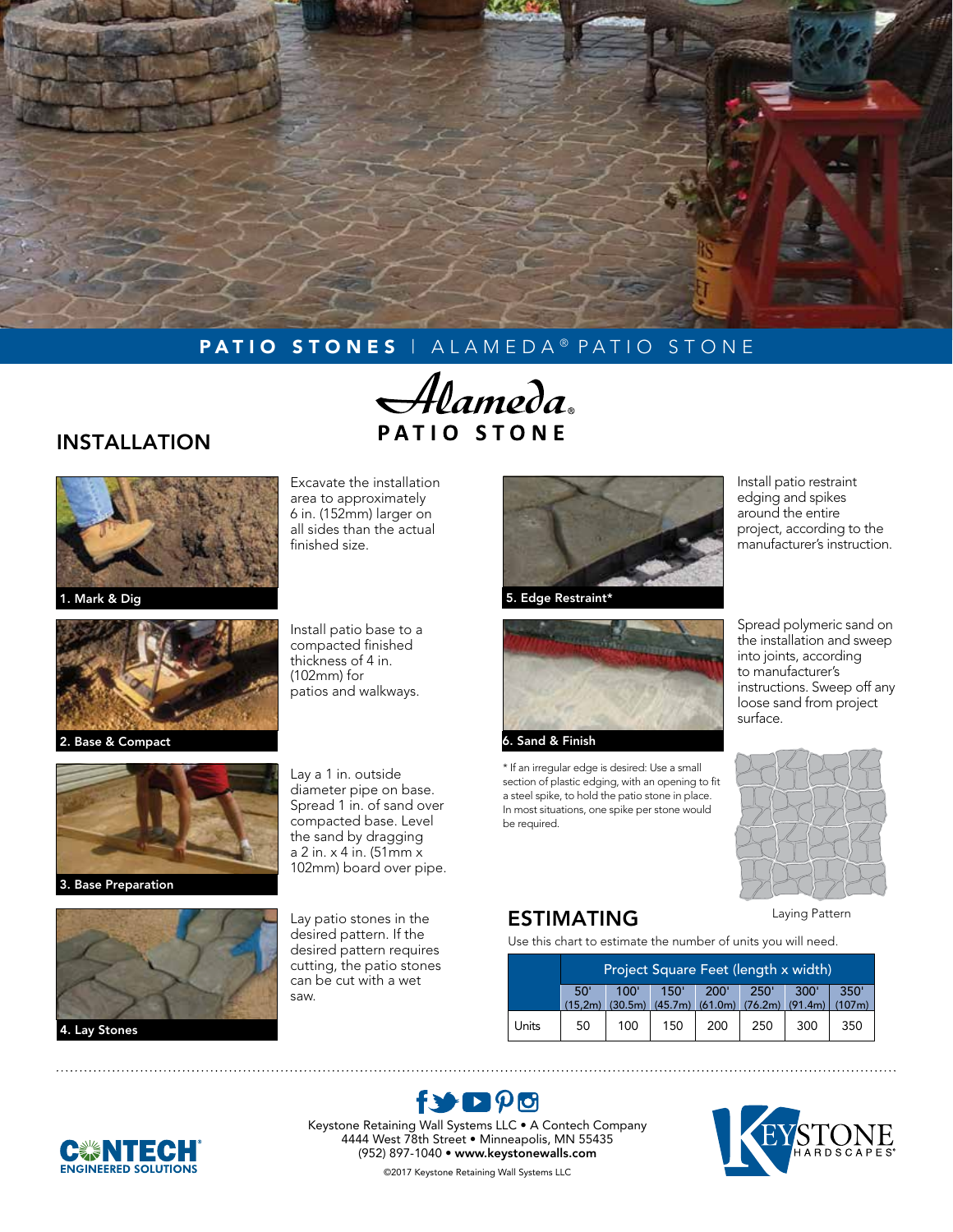PATIO STONES | ALAMEDA® PATIO STONE

Alameda® PATIO STONE

## INSTALLATION

1. Mark & Dig

Excavate the installation area to approximately 6 in. (152mm) larger on all sides than the actual finished size.

2. Base & Compact

Install patio base to a compacted finished thickness of 4 in. (102mm) for patios and walkways.

3. Base Preparation

Lay a 1 in. outside diameter pipe on base. Spread 1 in. of sand over compacted base. Level the sand by dragging a 2 in. x 4 in. (51mm x 102mm) board over pipe.

4. Lay Stones

Lay patio stones in the desired pattern. If the desired pattern requires cutting, the patio stones can be cut with a wet saw.

5. Edge Restraint*

Install patio restraint edging and spikes around the entire project, according to the manufacturer's instruction.

6. Sand & Finish

Spread polymeric sand on the installation and sweep into joints, according to manufacturer's instructions. Sweep off any loose sand from project surface.

* If an irregular edge is desired: Use a small section of plastic edging, with an opening to fit a steel spike, to hold the patio stone in place. In most situations, one spike per stone would be required.

Laying Pattern

## ESTIMATING

Use this chart to estimate the number of units you will need.

| | Project Square Feet (length x width) | | | | | | |
|---|---|---|---|---|---|---|---|
| | 50' (15,2m) | 100' (30.5m) | 150' (45.7m) | 200' (61.0m) | 250' (76.2m) | 300' (91.4m) | 350' (107m) |
| Units | 50 | 100 | 150 | 200 | 250 | 300 | 350 |

CONTECH® ENGINEERED SOLUTIONS

Keystone Retaining Wall Systems LLC • A Contech Company
4444 West 78th Street • Minneapolis, MN 55435
(952) 897-1040 • **www.keystonewalls.com**

©2017 Keystone Retaining Wall Systems LLC

KEYSTONE HARDSCAPES®